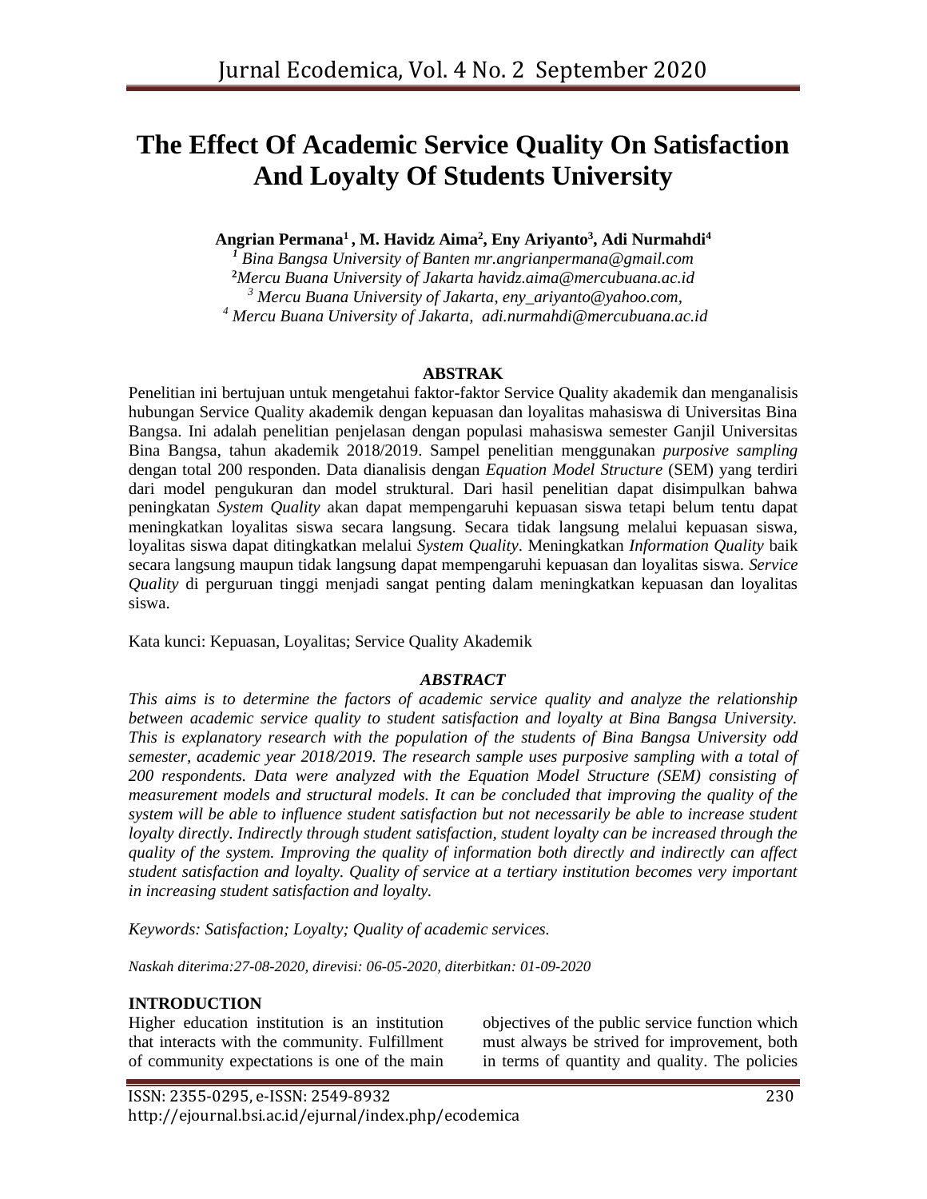# The Effect Of Academic Service Quality On Satisfaction And Loyalty Of Students University

**Angrian Permana[1] , M. Havidz Aima[2], Eny Ariyanto[3], Adi Nurmahdi[4]**

*[1] Bina Bangsa University of Banten mr.angrianpermana@gmail.com*
*[2]Mercu Buana University of Jakarta havidz.aima@mercubuana.ac.id*
*[3] Mercu Buana University of Jakarta, eny_ariyanto@yahoo.com,*
*[4] Mercu Buana University of Jakarta, adi.nurmahdi@mercubuana.ac.id*

## ABSTRAK

Penelitian ini bertujuan untuk mengetahui faktor-faktor Service Quality akademik dan menganalisis hubungan Service Quality akademik dengan kepuasan dan loyalitas mahasiswa di Universitas Bina Bangsa. Ini adalah penelitian penjelasan dengan populasi mahasiswa semester Ganjil Universitas Bina Bangsa, tahun akademik 2018/2019. Sampel penelitian menggunakan *purposive sampling* dengan total 200 responden. Data dianalisis dengan *Equation Model Structure* (SEM) yang terdiri dari model pengukuran dan model struktural. Dari hasil penelitian dapat disimpulkan bahwa peningkatan *System Quality* akan dapat mempengaruhi kepuasan siswa tetapi belum tentu dapat meningkatkan loyalitas siswa secara langsung. Secara tidak langsung melalui kepuasan siswa, loyalitas siswa dapat ditingkatkan melalui *System Quality*. Meningkatkan *Information Quality* baik secara langsung maupun tidak langsung dapat mempengaruhi kepuasan dan loyalitas siswa. *Service Quality* di perguruan tinggi menjadi sangat penting dalam meningkatkan kepuasan dan loyalitas siswa.

Kata kunci: Kepuasan, Loyalitas; Service Quality Akademik

## *ABSTRACT*

*This aims is to determine the factors of academic service quality and analyze the relationship between academic service quality to student satisfaction and loyalty at Bina Bangsa University. This is explanatory research with the population of the students of Bina Bangsa University odd semester, academic year 2018/2019. The research sample uses purposive sampling with a total of 200 respondents. Data were analyzed with the Equation Model Structure (SEM) consisting of measurement models and structural models. It can be concluded that improving the quality of the system will be able to influence student satisfaction but not necessarily be able to increase student loyalty directly. Indirectly through student satisfaction, student loyalty can be increased through the quality of the system. Improving the quality of information both directly and indirectly can affect student satisfaction and loyalty. Quality of service at a tertiary institution becomes very important in increasing student satisfaction and loyalty.*

*Keywords: Satisfaction; Loyalty; Quality of academic services.*

*Naskah diterima:27-08-2020, direvisi: 06-05-2020, diterbitkan: 01-09-2020*

## INTRODUCTION

Higher education institution is an institution that interacts with the community. Fulfillment of community expectations is one of the main objectives of the public service function which must always be strived for improvement, both in terms of quantity and quality. The policies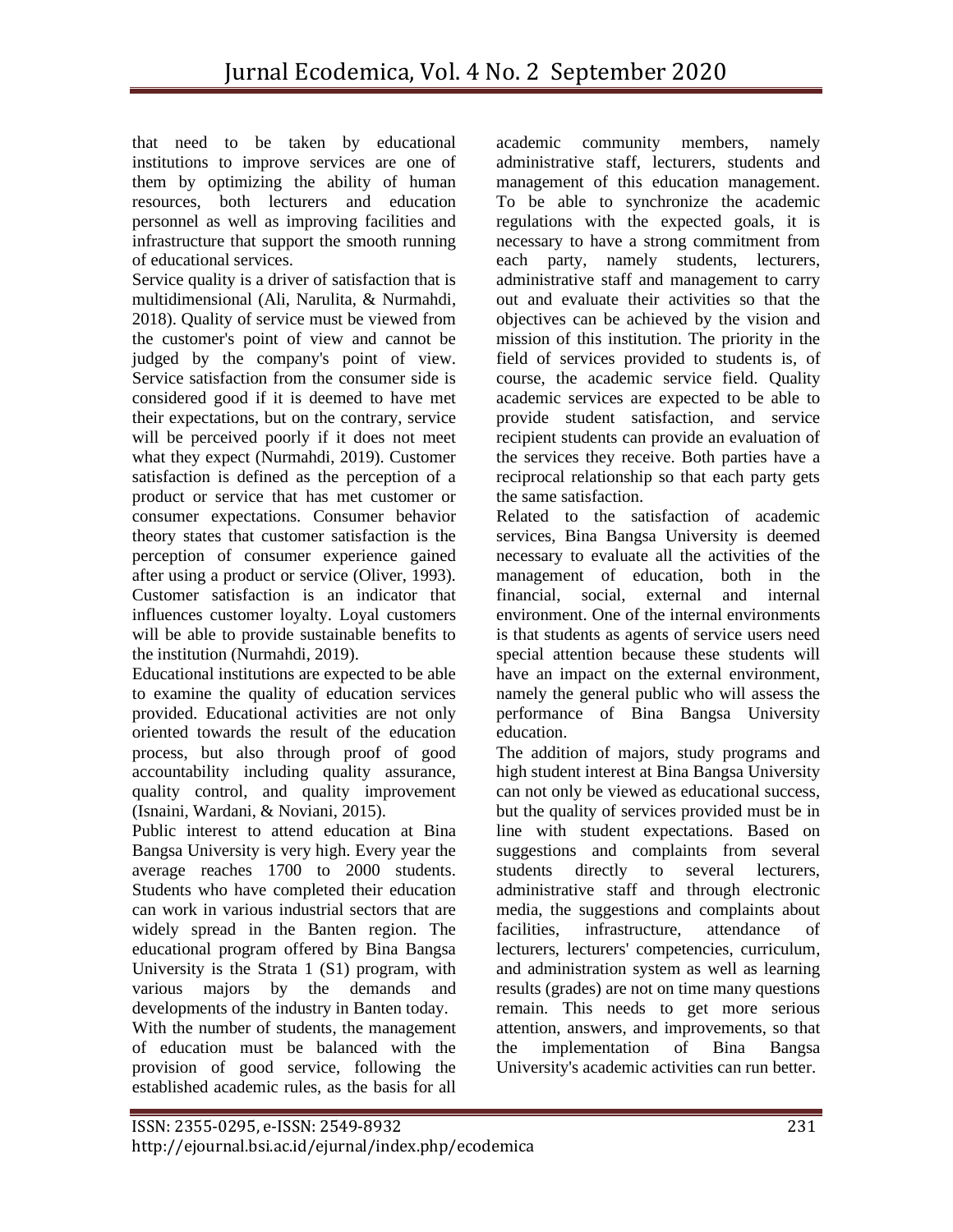that need to be taken by educational institutions to improve services are one of them by optimizing the ability of human resources, both lecturers and education personnel as well as improving facilities and infrastructure that support the smooth running of educational services.

Service quality is a driver of satisfaction that is multidimensional (Ali, Narulita, & Nurmahdi, 2018). Quality of service must be viewed from the customer's point of view and cannot be judged by the company's point of view. Service satisfaction from the consumer side is considered good if it is deemed to have met their expectations, but on the contrary, service will be perceived poorly if it does not meet what they expect (Nurmahdi, 2019). Customer satisfaction is defined as the perception of a product or service that has met customer or consumer expectations. Consumer behavior theory states that customer satisfaction is the perception of consumer experience gained after using a product or service (Oliver, 1993). Customer satisfaction is an indicator that influences customer loyalty. Loyal customers will be able to provide sustainable benefits to the institution (Nurmahdi, 2019).

Educational institutions are expected to be able to examine the quality of education services provided. Educational activities are not only oriented towards the result of the education process, but also through proof of good accountability including quality assurance, quality control, and quality improvement (Isnaini, Wardani, & Noviani, 2015).

Public interest to attend education at Bina Bangsa University is very high. Every year the average reaches 1700 to 2000 students. Students who have completed their education can work in various industrial sectors that are widely spread in the Banten region. The educational program offered by Bina Bangsa University is the Strata 1 (S1) program, with various majors by the demands and developments of the industry in Banten today.

With the number of students, the management of education must be balanced with the provision of good service, following the established academic rules, as the basis for all academic community members, namely administrative staff, lecturers, students and management of this education management. To be able to synchronize the academic regulations with the expected goals, it is necessary to have a strong commitment from each party, namely students, lecturers, administrative staff and management to carry out and evaluate their activities so that the objectives can be achieved by the vision and mission of this institution. The priority in the field of services provided to students is, of course, the academic service field. Quality academic services are expected to be able to provide student satisfaction, and service recipient students can provide an evaluation of the services they receive. Both parties have a reciprocal relationship so that each party gets the same satisfaction.

Related to the satisfaction of academic services, Bina Bangsa University is deemed necessary to evaluate all the activities of the management of education, both in the financial, social, external and internal environment. One of the internal environments is that students as agents of service users need special attention because these students will have an impact on the external environment, namely the general public who will assess the performance of Bina Bangsa University education.

The addition of majors, study programs and high student interest at Bina Bangsa University can not only be viewed as educational success, but the quality of services provided must be in line with student expectations. Based on suggestions and complaints from several students directly to several lecturers, administrative staff and through electronic media, the suggestions and complaints about facilities, infrastructure, attendance of lecturers, lecturers' competencies, curriculum, and administration system as well as learning results (grades) are not on time many questions remain. This needs to get more serious attention, answers, and improvements, so that the implementation of Bina Bangsa University's academic activities can run better.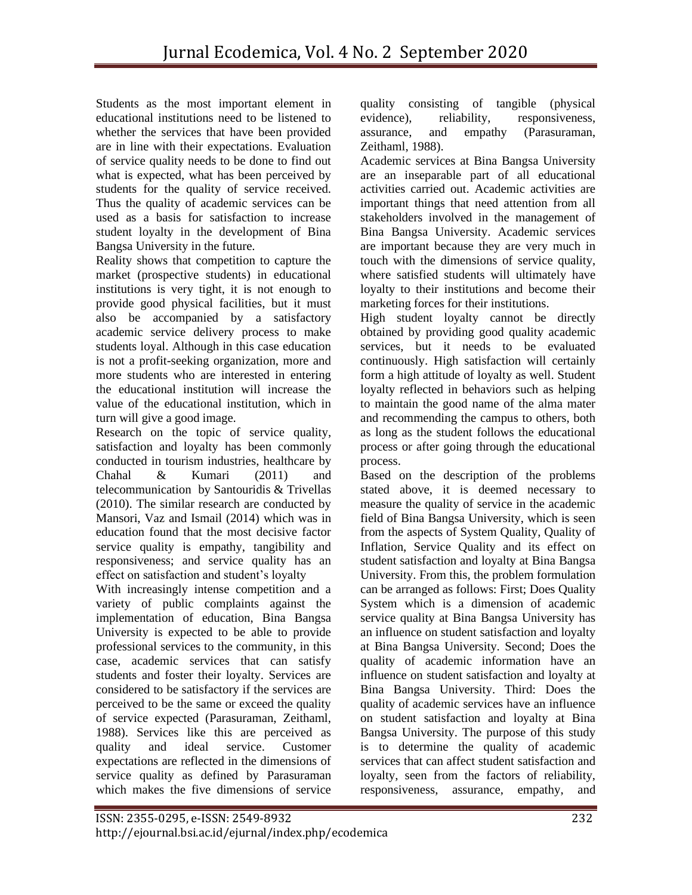Students as the most important element in educational institutions need to be listened to whether the services that have been provided are in line with their expectations. Evaluation of service quality needs to be done to find out what is expected, what has been perceived by students for the quality of service received. Thus the quality of academic services can be used as a basis for satisfaction to increase student loyalty in the development of Bina Bangsa University in the future.

Reality shows that competition to capture the market (prospective students) in educational institutions is very tight, it is not enough to provide good physical facilities, but it must also be accompanied by a satisfactory academic service delivery process to make students loyal. Although in this case education is not a profit-seeking organization, more and more students who are interested in entering the educational institution will increase the value of the educational institution, which in turn will give a good image.

Research on the topic of service quality, satisfaction and loyalty has been commonly conducted in tourism industries, healthcare by Chahal & Kumari (2011) and telecommunication by Santouridis & Trivellas (2010). The similar research are conducted by Mansori, Vaz and Ismail (2014) which was in education found that the most decisive factor service quality is empathy, tangibility and responsiveness; and service quality has an effect on satisfaction and student's loyalty

With increasingly intense competition and a variety of public complaints against the implementation of education, Bina Bangsa University is expected to be able to provide professional services to the community, in this case, academic services that can satisfy students and foster their loyalty. Services are considered to be satisfactory if the services are perceived to be the same or exceed the quality of service expected (Parasuraman, Zeithaml, 1988). Services like this are perceived as quality and ideal service. Customer expectations are reflected in the dimensions of service quality as defined by Parasuraman which makes the five dimensions of service quality consisting of tangible (physical evidence), reliability, responsiveness, assurance, and empathy (Parasuraman, Zeithaml, 1988).

Academic services at Bina Bangsa University are an inseparable part of all educational activities carried out. Academic activities are important things that need attention from all stakeholders involved in the management of Bina Bangsa University. Academic services are important because they are very much in touch with the dimensions of service quality, where satisfied students will ultimately have loyalty to their institutions and become their marketing forces for their institutions.

High student loyalty cannot be directly obtained by providing good quality academic services, but it needs to be evaluated continuously. High satisfaction will certainly form a high attitude of loyalty as well. Student loyalty reflected in behaviors such as helping to maintain the good name of the alma mater and recommending the campus to others, both as long as the student follows the educational process or after going through the educational process.

Based on the description of the problems stated above, it is deemed necessary to measure the quality of service in the academic field of Bina Bangsa University, which is seen from the aspects of System Quality, Quality of Inflation, Service Quality and its effect on student satisfaction and loyalty at Bina Bangsa University. From this, the problem formulation can be arranged as follows: First; Does Quality System which is a dimension of academic service quality at Bina Bangsa University has an influence on student satisfaction and loyalty at Bina Bangsa University. Second; Does the quality of academic information have an influence on student satisfaction and loyalty at Bina Bangsa University. Third: Does the quality of academic services have an influence on student satisfaction and loyalty at Bina Bangsa University. The purpose of this study is to determine the quality of academic services that can affect student satisfaction and loyalty, seen from the factors of reliability, responsiveness, assurance, empathy, and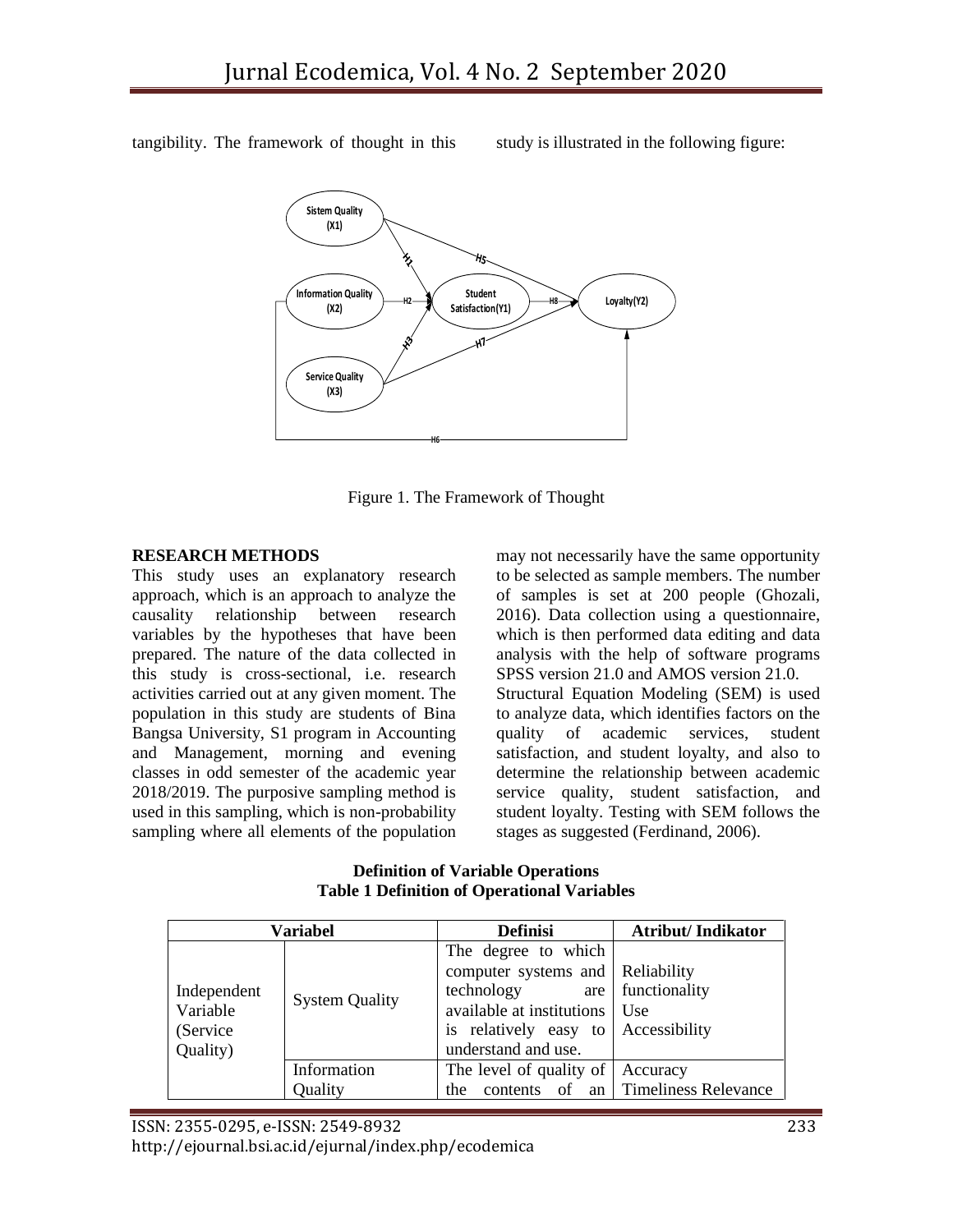tangibility. The framework of thought in this study is illustrated in the following figure:

Sistem Quality (X1)

Information Quality (X2)

Service Quality (X3)

Student Satisfaction(Y1)

Loyalty(Y2)

H1

H2

H3

H5

H6

H7

H8

Figure 1. The Framework of Thought

**RESEARCH METHODS**

This study uses an explanatory research approach, which is an approach to analyze the causality relationship between research variables by the hypotheses that have been prepared. The nature of the data collected in this study is cross-sectional, i.e. research activities carried out at any given moment. The population in this study are students of Bina Bangsa University, S1 program in Accounting and Management, morning and evening classes in odd semester of the academic year 2018/2019. The purposive sampling method is used in this sampling, which is non-probability sampling where all elements of the population may not necessarily have the same opportunity to be selected as sample members. The number of samples is set at 200 people (Ghozali, 2016). Data collection using a questionnaire, which is then performed data editing and data analysis with the help of software programs SPSS version 21.0 and AMOS version 21.0.

Structural Equation Modeling (SEM) is used to analyze data, which identifies factors on the quality of academic services, student satisfaction, and student loyalty, and also to determine the relationship between academic service quality, student satisfaction, and student loyalty. Testing with SEM follows the stages as suggested (Ferdinand, 2006).

**Definition of Variable Operations**
**Table 1 Definition of Operational Variables**

| Variabel | | Definisi | Atribut/ Indikator |
|---|---|---|---|
| Independent Variable (Service Quality) | System Quality | The degree to which computer systems and technology are available at institutions is relatively easy to understand and use. | Reliability<br>functionality<br>Use<br>Accessibility |
| | Information Quality | The level of quality of the contents of an | Accuracy<br>Timeliness Relevance |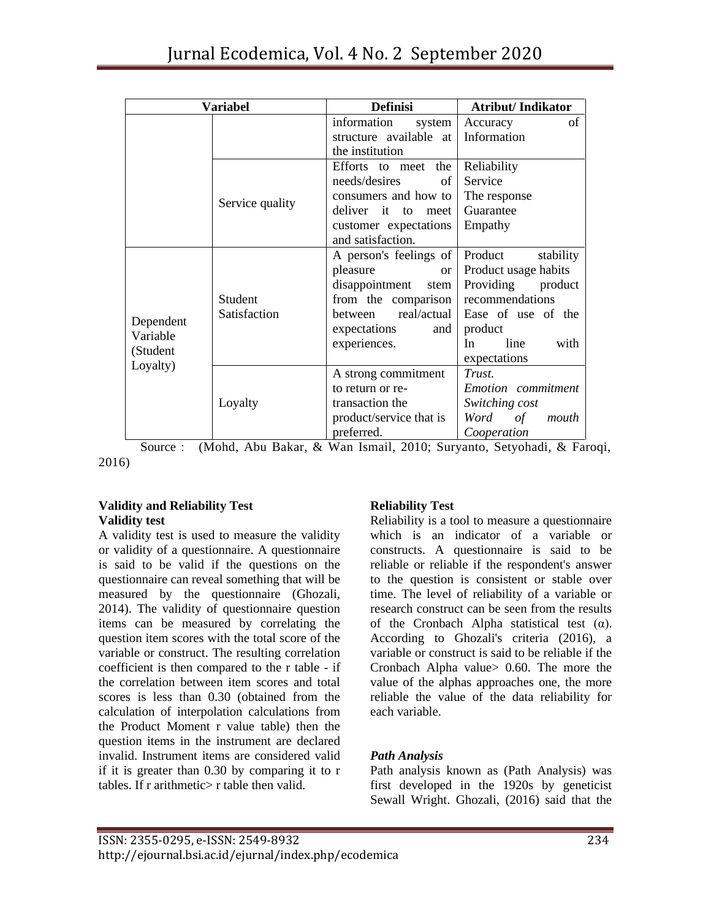| Variabel | | Definisi | Atribut/ Indikator |
|---|---|---|---|
| | | information system structure available at the institution | Accuracy of Information |
| | Service quality | Efforts to meet the needs/desires of consumers and how to deliver it to meet customer expectations and satisfaction. | Reliability<br>Service<br>The response<br>Guarantee<br>Empathy |
| Dependent Variable (Student Loyalty) | Student Satisfaction | A person's feelings of pleasure or disappointment stem from the comparison between real/actual expectations and experiences. | Product stability<br>Product usage habits<br>Providing product recommendations<br>Ease of use of the product<br>In line with expectations |
| | Loyalty | A strong commitment to return or re-transaction the product/service that is preferred. | *Trust.*<br>*Emotion commitment*<br>*Switching cost*<br>*Word of mouth*<br>*Cooperation* |

Source : (Mohd, Abu Bakar, & Wan Ismail, 2010; Suryanto, Setyohadi, & Faroqi, 2016)

**Validity and Reliability Test**

**Validity test**

A validity test is used to measure the validity or validity of a questionnaire. A questionnaire is said to be valid if the questions on the questionnaire can reveal something that will be measured by the questionnaire (Ghozali, 2014). The validity of questionnaire question items can be measured by correlating the question item scores with the total score of the variable or construct. The resulting correlation coefficient is then compared to the r table - if the correlation between item scores and total scores is less than 0.30 (obtained from the calculation of interpolation calculations from the Product Moment r value table) then the question items in the instrument are declared invalid. Instrument items are considered valid if it is greater than 0.30 by comparing it to r tables. If r arithmetic> r table then valid.

**Reliability Test**

Reliability is a tool to measure a questionnaire which is an indicator of a variable or constructs. A questionnaire is said to be reliable or reliable if the respondent's answer to the question is consistent or stable over time. The level of reliability of a variable or research construct can be seen from the results of the Cronbach Alpha statistical test (α). According to Ghozali's criteria (2016), a variable or construct is said to be reliable if the Cronbach Alpha value> 0.60. The more the value of the alphas approaches one, the more reliable the value of the data reliability for each variable.

***Path Analysis***

Path analysis known as (Path Analysis) was first developed in the 1920s by geneticist Sewall Wright. Ghozali, (2016) said that the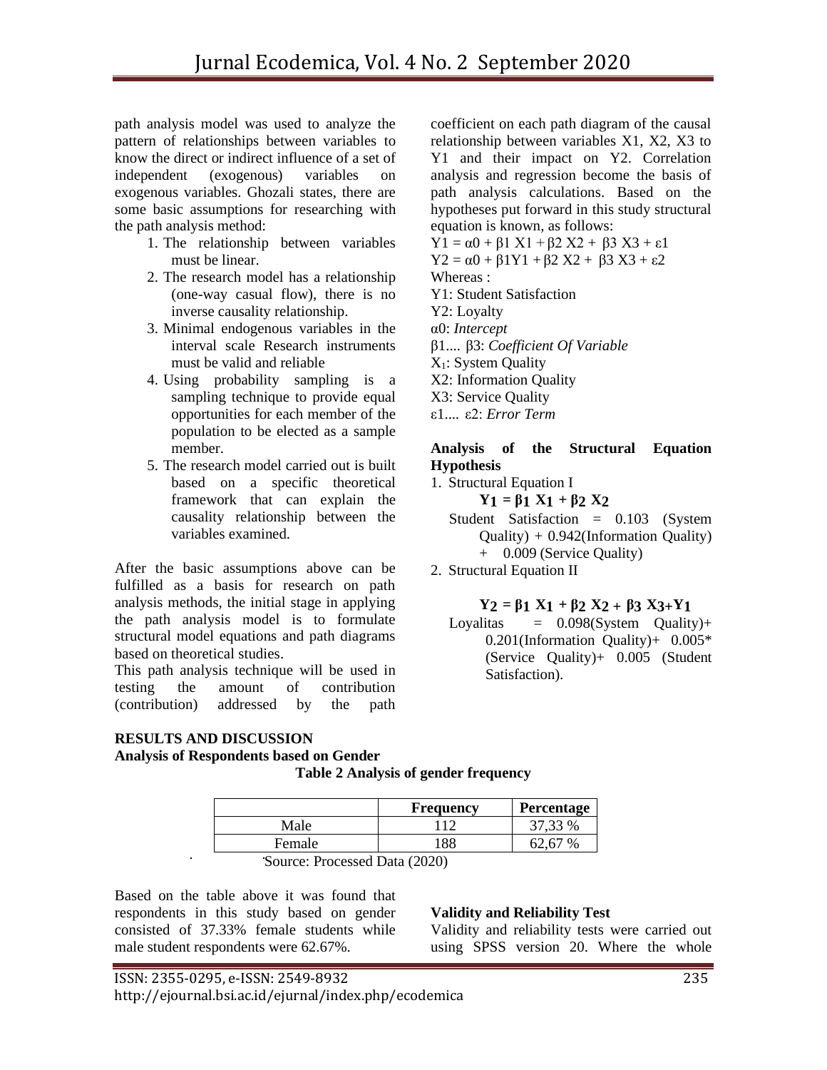path analysis model was used to analyze the pattern of relationships between variables to know the direct or indirect influence of a set of independent (exogenous) variables on exogenous variables. Ghozali states, there are some basic assumptions for researching with the path analysis method:

1. The relationship between variables must be linear.
2. The research model has a relationship (one-way casual flow), there is no inverse causality relationship.
3. Minimal endogenous variables in the interval scale Research instruments must be valid and reliable
4. Using probability sampling is a sampling technique to provide equal opportunities for each member of the population to be elected as a sample member.
5. The research model carried out is built based on a specific theoretical framework that can explain the causality relationship between the variables examined.

After the basic assumptions above can be fulfilled as a basis for research on path analysis methods, the initial stage in applying the path analysis model is to formulate structural model equations and path diagrams based on theoretical studies.

This path analysis technique will be used in testing the amount of contribution (contribution) addressed by the path coefficient on each path diagram of the causal relationship between variables X1, X2, X3 to Y1 and their impact on Y2. Correlation analysis and regression become the basis of path analysis calculations. Based on the hypotheses put forward in this study structural equation is known, as follows:

$Y1 = \alpha0 + \beta1\ X1 + \beta2\ X2 + \beta3\ X3 + \varepsilon1$

$Y2 = \alpha0 + \beta1 Y1 + \beta2\ X2 + \beta3\ X3 + \varepsilon2$

Whereas :

Y1: Student Satisfaction

Y2: Loyalty

α0: *Intercept*

β1.... β3: *Coefficient Of Variable*

$X_1$: System Quality

X2: Information Quality

X3: Service Quality

ε1.... ε2: *Error Term*

**Analysis of the Structural Equation Hypothesis**

1. Structural Equation I

   $$Y_1 = \beta_1\ X_1 + \beta_2\ X_2$$

   Student Satisfaction = 0.103 (System Quality) + 0.942(Information Quality) + 0.009 (Service Quality)

2. Structural Equation II

   $$Y_2 = \beta_1\ X_1 + \beta_2\ X_2 + \beta_3\ X_3 + Y_1$$

   Loyalitas = 0.098(System Quality)+ 0.201(Information Quality)+ 0.005* (Service Quality)+ 0.005 (Student Satisfaction).

**RESULTS AND DISCUSSION**

**Analysis of Respondents based on Gender**

**Table 2 Analysis of gender frequency**

| | Frequency | Percentage |
|---|---|---|
| Male | 112 | 37,33 % |
| Female | 188 | 62,67 % |

Source: Processed Data (2020)

Based on the table above it was found that respondents in this study based on gender consisted of 37.33% female students while male student respondents were 62.67%.

**Validity and Reliability Test**

Validity and reliability tests were carried out using SPSS version 20. Where the whole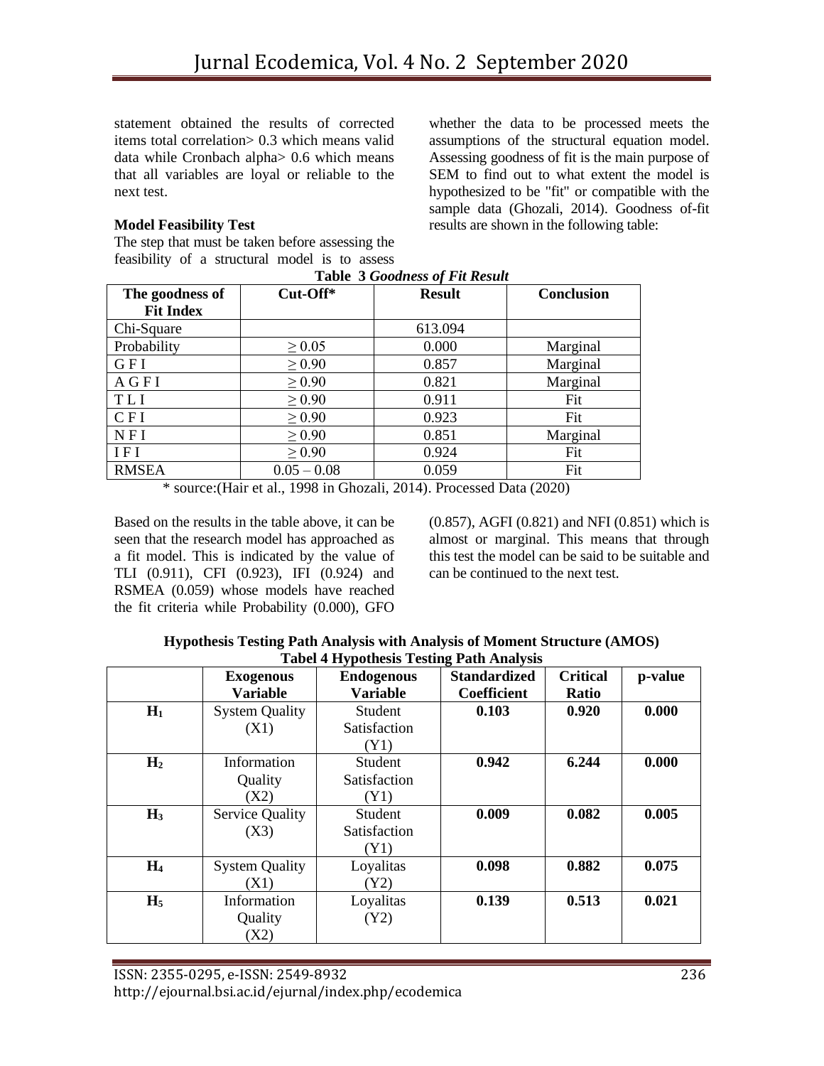statement obtained the results of corrected items total correlation> 0.3 which means valid data while Cronbach alpha> 0.6 which means that all variables are loyal or reliable to the next test.

**Model Feasibility Test**

The step that must be taken before assessing the feasibility of a structural model is to assess whether the data to be processed meets the assumptions of the structural equation model. Assessing goodness of fit is the main purpose of SEM to find out to what extent the model is hypothesized to be "fit" or compatible with the sample data (Ghozali, 2014). Goodness of-fit results are shown in the following table:

**Table 3** ***Goodness of Fit Result***

| The goodness of Fit Index | Cut-Off* | Result | Conclusion |
|---|---|---|---|
| Chi-Square | | 613.094 | |
| Probability | ≥ 0.05 | 0.000 | Marginal |
| G F I | ≥ 0.90 | 0.857 | Marginal |
| A G F I | ≥ 0.90 | 0.821 | Marginal |
| T L I | ≥ 0.90 | 0.911 | Fit |
| C F I | ≥ 0.90 | 0.923 | Fit |
| N F I | ≥ 0.90 | 0.851 | Marginal |
| I F I | ≥ 0.90 | 0.924 | Fit |
| RMSEA | 0.05 – 0.08 | 0.059 | Fit |

\* source:(Hair et al., 1998 in Ghozali, 2014). Processed Data (2020)

Based on the results in the table above, it can be seen that the research model has approached as a fit model. This is indicated by the value of TLI (0.911), CFI (0.923), IFI (0.924) and RSMEA (0.059) whose models have reached the fit criteria while Probability (0.000), GFO (0.857), AGFI (0.821) and NFI (0.851) which is almost or marginal. This means that through this test the model can be said to be suitable and can be continued to the next test.

**Hypothesis Testing Path Analysis with Analysis of Moment Structure (AMOS)**

**Tabel 4 Hypothesis Testing Path Analysis**

| | Exogenous Variable | Endogenous Variable | Standardized Coefficient | Critical Ratio | p-value |
|---|---|---|---|---|---|
| $H_1$ | System Quality (X1) | Student Satisfaction (Y1) | **0.103** | **0.920** | **0.000** |
| $H_2$ | Information Quality (X2) | Student Satisfaction (Y1) | **0.942** | **6.244** | **0.000** |
| $H_3$ | Service Quality (X3) | Student Satisfaction (Y1) | **0.009** | **0.082** | **0.005** |
| $H_4$ | System Quality (X1) | Loyalitas (Y2) | **0.098** | **0.882** | **0.075** |
| $H_5$ | Information Quality (X2) | Loyalitas (Y2) | **0.139** | **0.513** | **0.021** |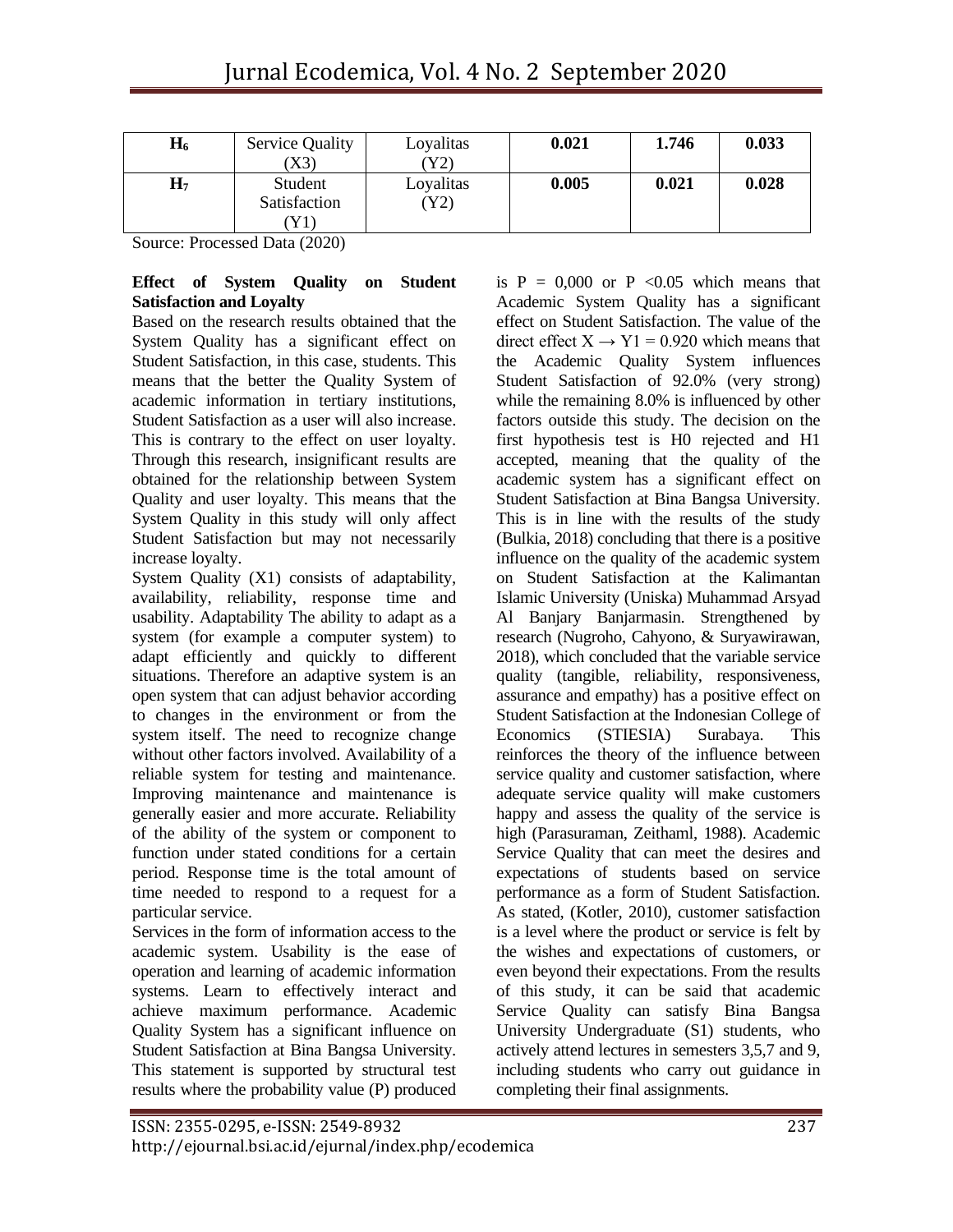| | | | | | |
|---|---|---|---|---|---|
| $H_6$ | Service Quality (X3) | Loyalitas (Y2) | **0.021** | **1.746** | **0.033** |
| $H_7$ | Student Satisfaction (Y1) | Loyalitas (Y2) | **0.005** | **0.021** | **0.028** |

Source: Processed Data (2020)

**Effect of System Quality on Student Satisfaction and Loyalty**

Based on the research results obtained that the System Quality has a significant effect on Student Satisfaction, in this case, students. This means that the better the Quality System of academic information in tertiary institutions, Student Satisfaction as a user will also increase. This is contrary to the effect on user loyalty. Through this research, insignificant results are obtained for the relationship between System Quality and user loyalty. This means that the System Quality in this study will only affect Student Satisfaction but may not necessarily increase loyalty.

System Quality (X1) consists of adaptability, availability, reliability, response time and usability. Adaptability The ability to adapt as a system (for example a computer system) to adapt efficiently and quickly to different situations. Therefore an adaptive system is an open system that can adjust behavior according to changes in the environment or from the system itself. The need to recognize change without other factors involved. Availability of a reliable system for testing and maintenance. Improving maintenance and maintenance is generally easier and more accurate. Reliability of the ability of the system or component to function under stated conditions for a certain period. Response time is the total amount of time needed to respond to a request for a particular service.

Services in the form of information access to the academic system. Usability is the ease of operation and learning of academic information systems. Learn to effectively interact and achieve maximum performance. Academic Quality System has a significant influence on Student Satisfaction at Bina Bangsa University. This statement is supported by structural test results where the probability value (P) produced is P = 0,000 or $P < 0.05$ which means that Academic System Quality has a significant effect on Student Satisfaction. The value of the direct effect $X \rightarrow Y1 = 0.920$ which means that the Academic Quality System influences Student Satisfaction of 92.0% (very strong) while the remaining 8.0% is influenced by other factors outside this study. The decision on the first hypothesis test is H0 rejected and H1 accepted, meaning that the quality of the academic system has a significant effect on Student Satisfaction at Bina Bangsa University. This is in line with the results of the study (Bulkia, 2018) concluding that there is a positive influence on the quality of the academic system on Student Satisfaction at the Kalimantan Islamic University (Uniska) Muhammad Arsyad Al Banjary Banjarmasin. Strengthened by research (Nugroho, Cahyono, & Suryawirawan, 2018), which concluded that the variable service quality (tangible, reliability, responsiveness, assurance and empathy) has a positive effect on Student Satisfaction at the Indonesian College of Economics (STIESIA) Surabaya. This reinforces the theory of the influence between service quality and customer satisfaction, where adequate service quality will make customers happy and assess the quality of the service is high (Parasuraman, Zeithaml, 1988). Academic Service Quality that can meet the desires and expectations of students based on service performance as a form of Student Satisfaction. As stated, (Kotler, 2010), customer satisfaction is a level where the product or service is felt by the wishes and expectations of customers, or even beyond their expectations. From the results of this study, it can be said that academic Service Quality can satisfy Bina Bangsa University Undergraduate (S1) students, who actively attend lectures in semesters 3,5,7 and 9, including students who carry out guidance in completing their final assignments.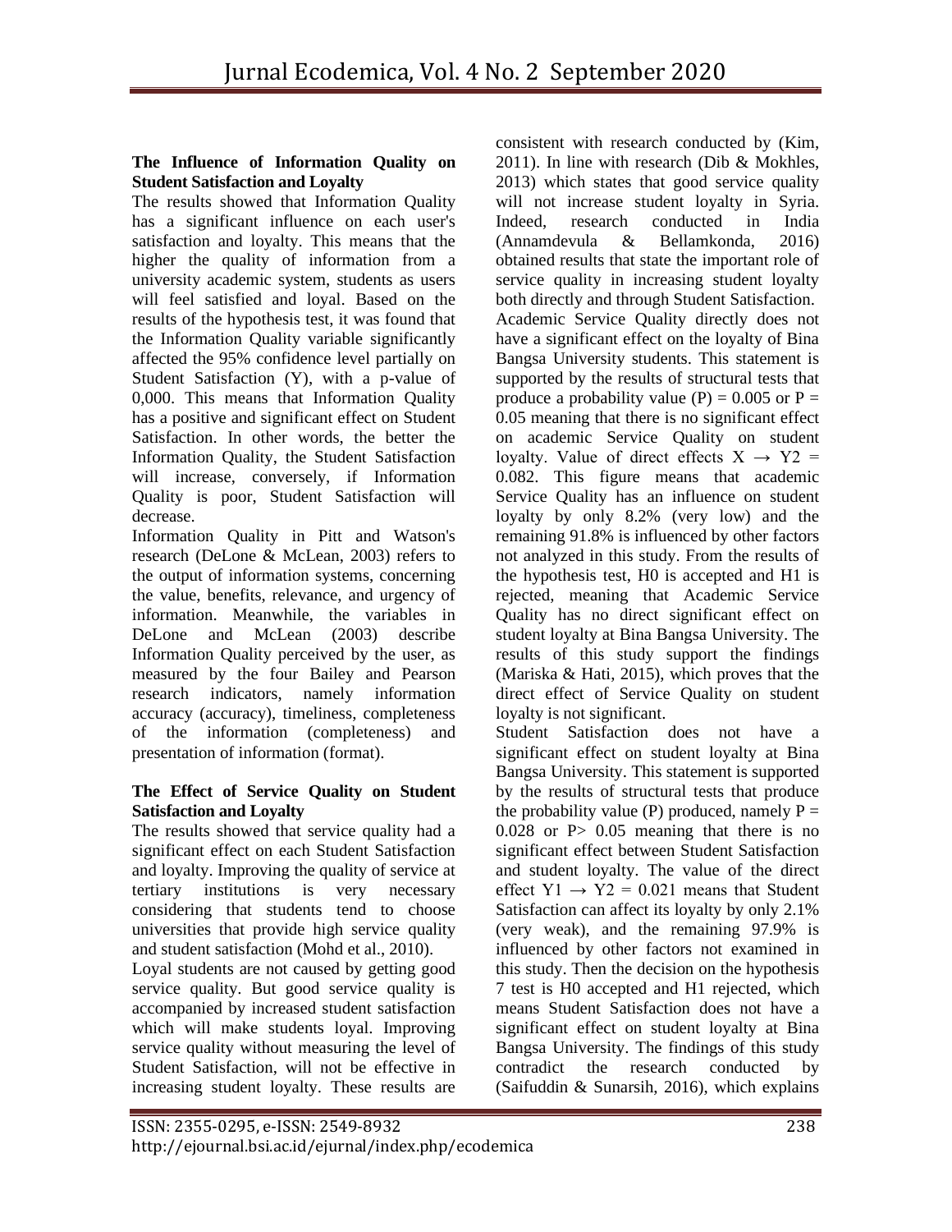### The Influence of Information Quality on Student Satisfaction and Loyalty

The results showed that Information Quality has a significant influence on each user's satisfaction and loyalty. This means that the higher the quality of information from a university academic system, students as users will feel satisfied and loyal. Based on the results of the hypothesis test, it was found that the Information Quality variable significantly affected the 95% confidence level partially on Student Satisfaction (Y), with a p-value of 0,000. This means that Information Quality has a positive and significant effect on Student Satisfaction. In other words, the better the Information Quality, the Student Satisfaction will increase, conversely, if Information Quality is poor, Student Satisfaction will decrease.

Information Quality in Pitt and Watson's research (DeLone & McLean, 2003) refers to the output of information systems, concerning the value, benefits, relevance, and urgency of information. Meanwhile, the variables in DeLone and McLean (2003) describe Information Quality perceived by the user, as measured by the four Bailey and Pearson research indicators, namely information accuracy (accuracy), timeliness, completeness of the information (completeness) and presentation of information (format).

### The Effect of Service Quality on Student Satisfaction and Loyalty

The results showed that service quality had a significant effect on each Student Satisfaction and loyalty. Improving the quality of service at tertiary institutions is very necessary considering that students tend to choose universities that provide high service quality and student satisfaction (Mohd et al., 2010).

Loyal students are not caused by getting good service quality. But good service quality is accompanied by increased student satisfaction which will make students loyal. Improving service quality without measuring the level of Student Satisfaction, will not be effective in increasing student loyalty. These results are consistent with research conducted by (Kim, 2011). In line with research (Dib & Mokhles, 2013) which states that good service quality will not increase student loyalty in Syria. Indeed, research conducted in India (Annamdevula & Bellamkonda, 2016) obtained results that state the important role of service quality in increasing student loyalty both directly and through Student Satisfaction.

Academic Service Quality directly does not have a significant effect on the loyalty of Bina Bangsa University students. This statement is supported by the results of structural tests that produce a probability value (P) = 0.005 or P = 0.05 meaning that there is no significant effect on academic Service Quality on student loyalty. Value of direct effects $X \rightarrow Y2 = 0.082$. This figure means that academic Service Quality has an influence on student loyalty by only 8.2% (very low) and the remaining 91.8% is influenced by other factors not analyzed in this study. From the results of the hypothesis test, H0 is accepted and H1 is rejected, meaning that Academic Service Quality has no direct significant effect on student loyalty at Bina Bangsa University. The results of this study support the findings (Mariska & Hati, 2015), which proves that the direct effect of Service Quality on student loyalty is not significant.

Student Satisfaction does not have a significant effect on student loyalty at Bina Bangsa University. This statement is supported by the results of structural tests that produce the probability value (P) produced, namely P = 0.028 or P> 0.05 meaning that there is no significant effect between Student Satisfaction and student loyalty. The value of the direct effect $Y1 \rightarrow Y2 = 0.021$ means that Student Satisfaction can affect its loyalty by only 2.1% (very weak), and the remaining 97.9% is influenced by other factors not examined in this study. Then the decision on the hypothesis 7 test is H0 accepted and H1 rejected, which means Student Satisfaction does not have a significant effect on student loyalty at Bina Bangsa University. The findings of this study contradict the research conducted by (Saifuddin & Sunarsih, 2016), which explains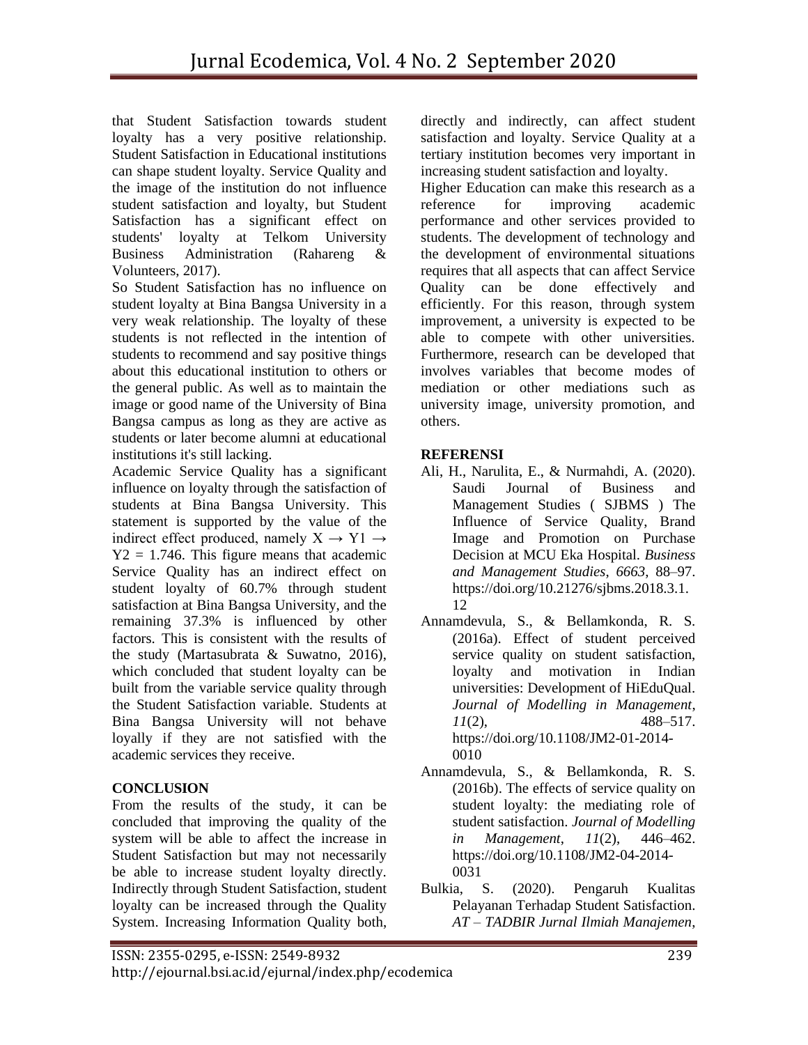that Student Satisfaction towards student loyalty has a very positive relationship. Student Satisfaction in Educational institutions can shape student loyalty. Service Quality and the image of the institution do not influence student satisfaction and loyalty, but Student Satisfaction has a significant effect on students' loyalty at Telkom University Business Administration (Rahareng & Volunteers, 2017).

So Student Satisfaction has no influence on student loyalty at Bina Bangsa University in a very weak relationship. The loyalty of these students is not reflected in the intention of students to recommend and say positive things about this educational institution to others or the general public. As well as to maintain the image or good name of the University of Bina Bangsa campus as long as they are active as students or later become alumni at educational institutions it's still lacking.

Academic Service Quality has a significant influence on loyalty through the satisfaction of students at Bina Bangsa University. This statement is supported by the value of the indirect effect produced, namely $X \rightarrow Y1 \rightarrow Y2 = 1.746$. This figure means that academic Service Quality has an indirect effect on student loyalty of 60.7% through student satisfaction at Bina Bangsa University, and the remaining 37.3% is influenced by other factors. This is consistent with the results of the study (Martasubrata & Suwatno, 2016), which concluded that student loyalty can be built from the variable service quality through the Student Satisfaction variable. Students at Bina Bangsa University will not behave loyally if they are not satisfied with the academic services they receive.

## CONCLUSION

From the results of the study, it can be concluded that improving the quality of the system will be able to affect the increase in Student Satisfaction but may not necessarily be able to increase student loyalty directly. Indirectly through Student Satisfaction, student loyalty can be increased through the Quality System. Increasing Information Quality both, directly and indirectly, can affect student satisfaction and loyalty. Service Quality at a tertiary institution becomes very important in increasing student satisfaction and loyalty.

Higher Education can make this research as a reference for improving academic performance and other services provided to students. The development of technology and the development of environmental situations requires that all aspects that can affect Service Quality can be done effectively and efficiently. For this reason, through system improvement, a university is expected to be able to compete with other universities. Furthermore, research can be developed that involves variables that become modes of mediation or other mediations such as university image, university promotion, and others.

## REFERENSI

Ali, H., Narulita, E., & Nurmahdi, A. (2020). Saudi Journal of Business and Management Studies ( SJBMS ) The Influence of Service Quality, Brand Image and Promotion on Purchase Decision at MCU Eka Hospital. *Business and Management Studies*, *6663*, 88–97. https://doi.org/10.21276/sjbms.2018.3.1.12

Annamdevula, S., & Bellamkonda, R. S. (2016a). Effect of student perceived service quality on student satisfaction, loyalty and motivation in Indian universities: Development of HiEduQual. *Journal of Modelling in Management*, *11*(2), 488–517. https://doi.org/10.1108/JM2-01-2014-0010

Annamdevula, S., & Bellamkonda, R. S. (2016b). The effects of service quality on student loyalty: the mediating role of student satisfaction. *Journal of Modelling in Management*, *11*(2), 446–462. https://doi.org/10.1108/JM2-04-2014-0031

Bulkia, S. (2020). Pengaruh Kualitas Pelayanan Terhadap Student Satisfaction. *AT – TADBIR Jurnal Ilmiah Manajemen*,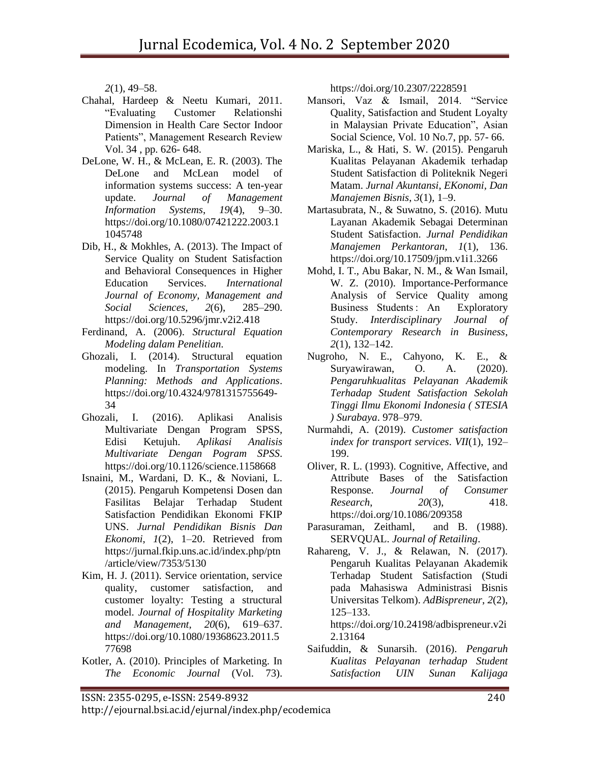*2*(1), 49–58.

Chahal, Hardeep & Neetu Kumari, 2011. "Evaluating Customer Relationshi Dimension in Health Care Sector Indoor Patients", Management Research Review Vol. 34 , pp. 626- 648.

DeLone, W. H., & McLean, E. R. (2003). The DeLone and McLean model of information systems success: A ten-year update. *Journal of Management Information Systems*, *19*(4), 9–30. https://doi.org/10.1080/07421222.2003.11045748

Dib, H., & Mokhles, A. (2013). The Impact of Service Quality on Student Satisfaction and Behavioral Consequences in Higher Education Services. *International Journal of Economy, Management and Social Sciences*, *2*(6), 285–290. https://doi.org/10.5296/jmr.v2i2.418

Ferdinand, A. (2006). *Structural Equation Modeling dalam Penelitian*.

Ghozali, I. (2014). Structural equation modeling. In *Transportation Systems Planning: Methods and Applications*. https://doi.org/10.4324/9781315755649-34

Ghozali, I. (2016). Aplikasi Analisis Multivariate Dengan Program SPSS, Edisi Ketujuh. *Aplikasi Analisis Multivariate Dengan Pogram SPSS*. https://doi.org/10.1126/science.1158668

Isnaini, M., Wardani, D. K., & Noviani, L. (2015). Pengaruh Kompetensi Dosen dan Fasilitas Belajar Terhadap Student Satisfaction Pendidikan Ekonomi FKIP UNS. *Jurnal Pendidikan Bisnis Dan Ekonomi*, *1*(2), 1–20. Retrieved from https://jurnal.fkip.uns.ac.id/index.php/ptn/article/view/7353/5130

Kim, H. J. (2011). Service orientation, service quality, customer satisfaction, and customer loyalty: Testing a structural model. *Journal of Hospitality Marketing and Management*, *20*(6), 619–637. https://doi.org/10.1080/19368623.2011.577698

Kotler, A. (2010). Principles of Marketing. In *The Economic Journal* (Vol. 73). https://doi.org/10.2307/2228591

Mansori, Vaz & Ismail, 2014. "Service Quality, Satisfaction and Student Loyalty in Malaysian Private Education", Asian Social Science, Vol. 10 No.7, pp. 57- 66.

Mariska, L., & Hati, S. W. (2015). Pengaruh Kualitas Pelayanan Akademik terhadap Student Satisfaction di Politeknik Negeri Matam. *Jurnal Akuntansi, EKonomi, Dan Manajemen Bisnis*, *3*(1), 1–9.

Martasubrata, N., & Suwatno, S. (2016). Mutu Layanan Akademik Sebagai Determinan Student Satisfaction. *Jurnal Pendidikan Manajemen Perkantoran*, *1*(1), 136. https://doi.org/10.17509/jpm.v1i1.3266

Mohd, I. T., Abu Bakar, N. M., & Wan Ismail, W. Z. (2010). Importance-Performance Analysis of Service Quality among Business Students : An Exploratory Study. *Interdisciplinary Journal of Contemporary Research in Business*, *2*(1), 132–142.

Nugroho, N. E., Cahyono, K. E., & Suryawirawan, O. A. (2020). *Pengaruhkualitas Pelayanan Akademik Terhadap Student Satisfaction Sekolah Tinggi Ilmu Ekonomi Indonesia ( STESIA ) Surabaya*. 978–979.

Nurmahdi, A. (2019). *Customer satisfaction index for transport services*. *VII*(1), 192–199.

Oliver, R. L. (1993). Cognitive, Affective, and Attribute Bases of the Satisfaction Response. *Journal of Consumer Research*, *20*(3), 418. https://doi.org/10.1086/209358

Parasuraman, Zeithaml, and B. (1988). SERVQUAL. *Journal of Retailing*.

Rahareng, V. J., & Relawan, N. (2017). Pengaruh Kualitas Pelayanan Akademik Terhadap Student Satisfaction (Studi pada Mahasiswa Administrasi Bisnis Universitas Telkom). *AdBispreneur*, *2*(2), 125–133. https://doi.org/10.24198/adbispreneur.v2i2.13164

Saifuddin, & Sunarsih. (2016). *Pengaruh Kualitas Pelayanan terhadap Student Satisfaction UIN Sunan Kalijaga*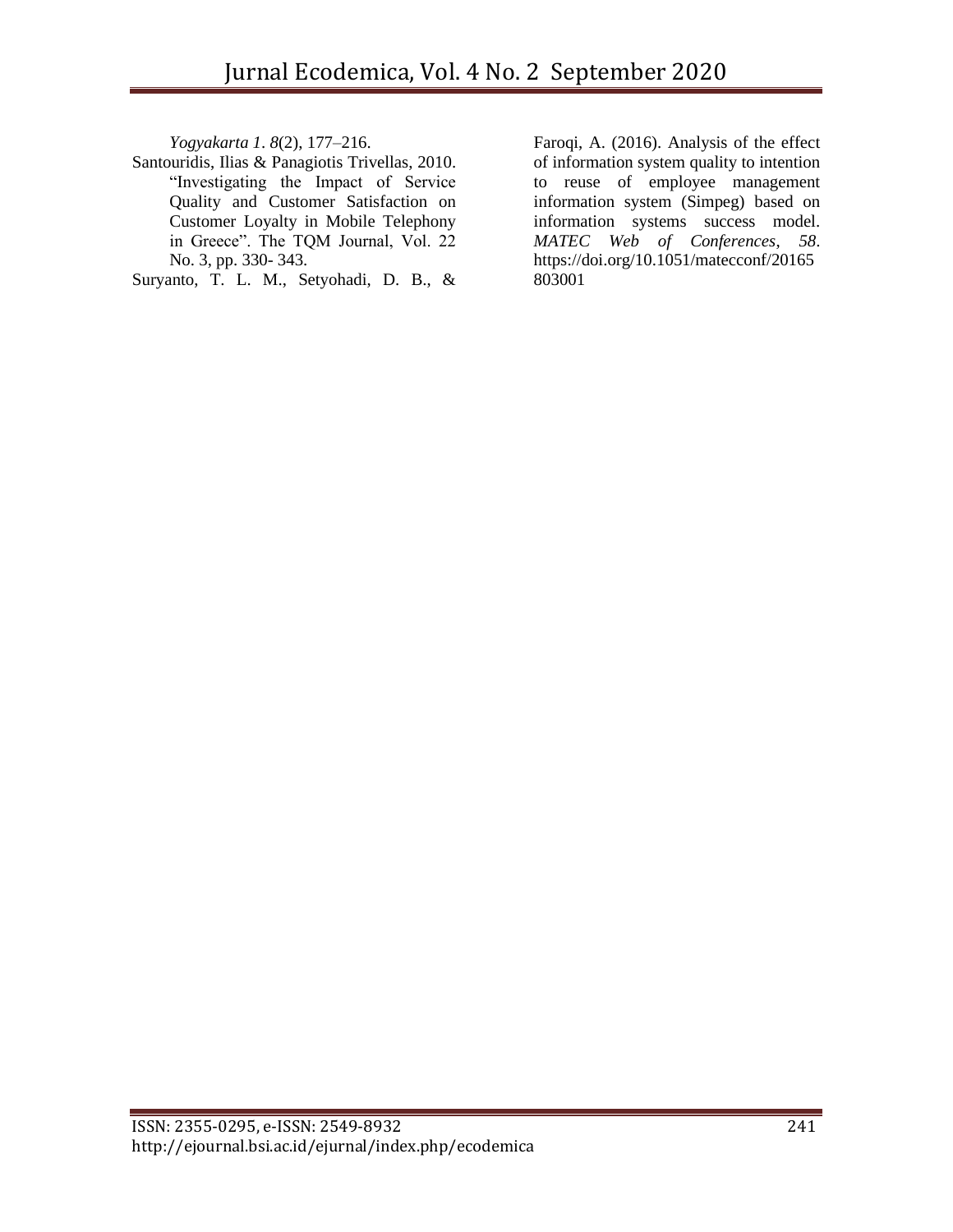*Yogyakarta 1*. *8*(2), 177–216.

Santouridis, Ilias & Panagiotis Trivellas, 2010. "Investigating the Impact of Service Quality and Customer Satisfaction on Customer Loyalty in Mobile Telephony in Greece". The TQM Journal, Vol. 22 No. 3, pp. 330- 343.

Suryanto, T. L. M., Setyohadi, D. B., & Faroqi, A. (2016). Analysis of the effect of information system quality to intention to reuse of employee management information system (Simpeg) based on information systems success model. *MATEC Web of Conferences*, *58*. https://doi.org/10.1051/matecconf/20165803001